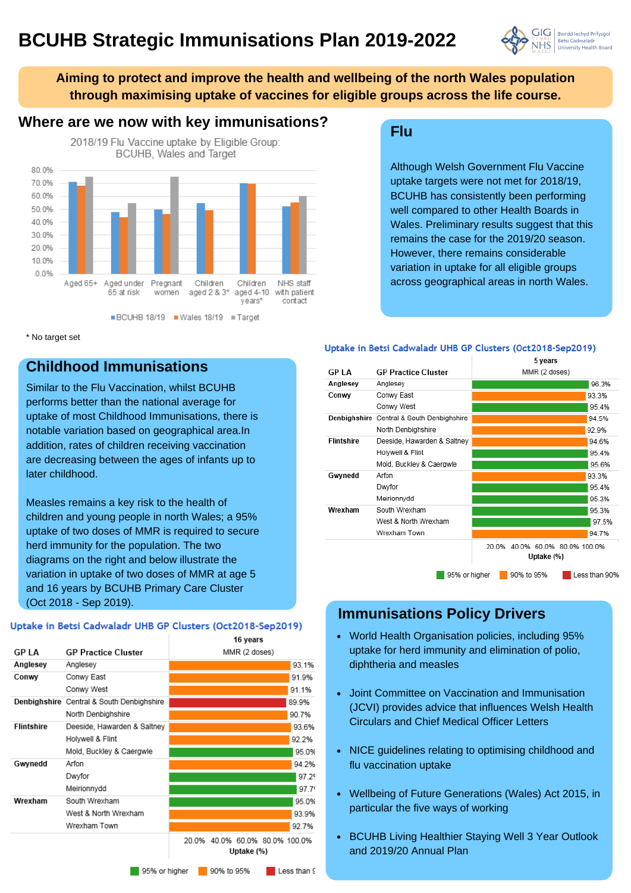# BCUHB Strategic Immunisations Plan 2019-2022

GIG CYMRU NHS WALES | Bwrdd Iechyd Prifysgol Betsi Cadwaladr University Health Board

**Aiming to protect and improve the health and wellbeing of the north Wales population through maximising uptake of vaccines for eligible groups across the life course.**

## Where are we now with key immunisations?

2018/19 Flu Vaccine uptake by Eligible Group: BCUHB, Wales and Target

| Group | BCUHB 18/19 | Wales 18/19 | Target |
|---|---|---|---|
| Aged 65+ | ~71% | ~68% | 75% |
| Aged under 65 at risk | ~48% | ~44% | 55% |
| Pregnant women | ~50% | ~46% | 75% |
| Children aged 2 & 3* | ~55% | ~49% | |
| Children aged 4-10 years* | ~70% | ~69% | |
| NHS staff with patient contact | ~52% | ~54% | 60% |

\* No target set

## Flu

Although Welsh Government Flu Vaccine uptake targets were not met for 2018/19, BCUHB has consistently been performing well compared to other Health Boards in Wales. Preliminary results suggest that this remains the case for the 2019/20 season. However, there remains considerable variation in uptake for all eligible groups across geographical areas in north Wales.

## Childhood Immunisations

Similar to the Flu Vaccination, whilst BCUHB performs better than the national average for uptake of most Childhood Immunisations, there is notable variation based on geographical area.In addition, rates of children receiving vaccination are decreasing between the ages of infants up to later childhood.

Measles remains a key risk to the health of children and young people in north Wales; a 95% uptake of two doses of MMR is required to secure herd immunity for the population. The two diagrams on the right and below illustrate the variation in uptake of two doses of MMR at age 5 and 16 years by BCUHB Primary Care Cluster (Oct 2018 - Sep 2019).

### Uptake in Betsi Cadwaladr UHB GP Clusters (Oct2018-Sep2019) – 5 years, MMR (2 doses)

| GP LA | GP Practice Cluster | Uptake (%) |
|---|---|---|
| Anglesey | Anglesey | 96.3% |
| Conwy | Conwy East | 93.3% |
| | Conwy West | 95.4% |
| Denbighshire | Central & South Denbighshire | 94.5% |
| | North Denbighshire | 92.9% |
| Flintshire | Deeside, Hawarden & Saltney | 94.6% |
| | Holywell & Flint | 95.4% |
| | Mold, Buckley & Caergwle | 95.6% |
| Gwynedd | Arfon | 93.3% |
| | Dwyfor | 95.4% |
| | Meirionnydd | 95.3% |
| Wrexham | South Wrexham | 95.3% |
| | West & North Wrexham | 97.5% |
| | Wrexham Town | 94.7% |

95% or higher | 90% to 95% | Less than 90%

### Uptake in Betsi Cadwaladr UHB GP Clusters (Oct2018-Sep2019) – 16 years, MMR (2 doses)

| GP LA | GP Practice Cluster | Uptake (%) |
|---|---|---|
| Anglesey | Anglesey | 93.1% |
| Conwy | Conwy East | 91.9% |
| | Conwy West | 91.1% |
| Denbighshire | Central & South Denbighshire | 89.9% |
| | North Denbighshire | 90.7% |
| Flintshire | Deeside, Hawarden & Saltney | 93.6% |
| | Holywell & Flint | 92.2% |
| | Mold, Buckley & Caergwle | 95.0% |
| Gwynedd | Arfon | 94.2% |
| | Dwyfor | 97.2% |
| | Meirionnydd | 97.7% |
| Wrexham | South Wrexham | 95.0% |
| | West & North Wrexham | 93.9% |
| | Wrexham Town | 92.7% |

95% or higher | 90% to 95% | Less than 90%

## Immunisations Policy Drivers

- World Health Organisation policies, including 95% uptake for herd immunity and elimination of polio, diphtheria and measles
- Joint Committee on Vaccination and Immunisation (JCVI) provides advice that influences Welsh Health Circulars and Chief Medical Officer Letters
- NICE guidelines relating to optimising childhood and flu vaccination uptake
- Wellbeing of Future Generations (Wales) Act 2015, in particular the five ways of working
- BCUHB Living Healthier Staying Well 3 Year Outlook and 2019/20 Annual Plan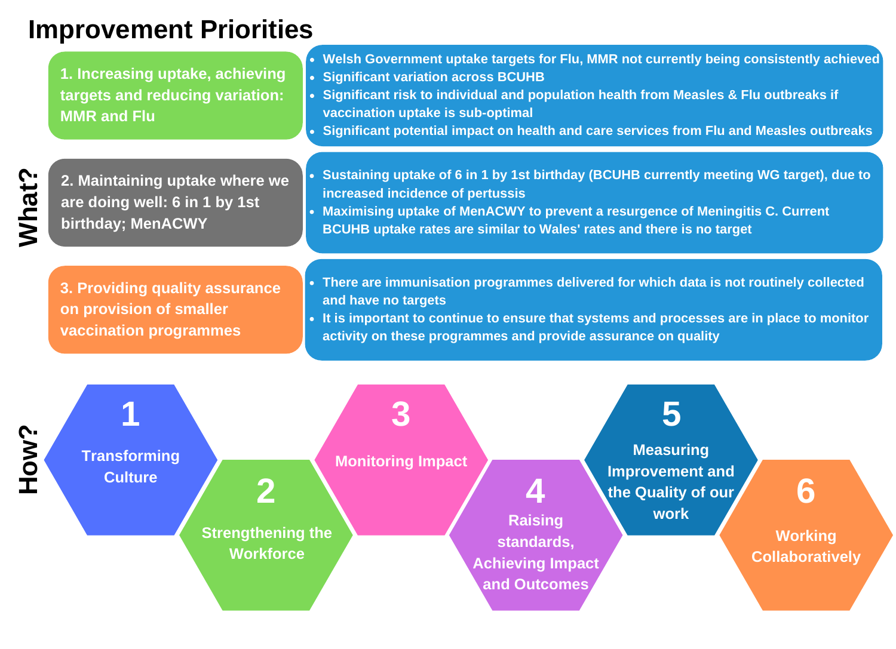# Improvement Priorities

## What?

**1. Increasing uptake, achieving targets and reducing variation: MMR and Flu**

- Welsh Government uptake targets for Flu, MMR not currently being consistently achieved
- Significant variation across BCUHB
- Significant risk to individual and population health from Measles & Flu outbreaks if vaccination uptake is sub-optimal
- Significant potential impact on health and care services from Flu and Measles outbreaks

**2. Maintaining uptake where we are doing well: 6 in 1 by 1st birthday; MenACWY**

- Sustaining uptake of 6 in 1 by 1st birthday (BCUHB currently meeting WG target), due to increased incidence of pertussis
- Maximising uptake of MenACWY to prevent a resurgence of Meningitis C. Current BCUHB uptake rates are similar to Wales' rates and there is no target

**3. Providing quality assurance on provision of smaller vaccination programmes**

- There are immunisation programmes delivered for which data is not routinely collected and have no targets
- It is important to continue to ensure that systems and processes are in place to monitor activity on these programmes and provide assurance on quality

## How?

1. Transforming Culture
2. Strengthening the Workforce
3. Monitoring Impact
4. Raising standards, Achieving Impact and Outcomes
5. Measuring Improvement and the Quality of our work
6. Working Collaboratively